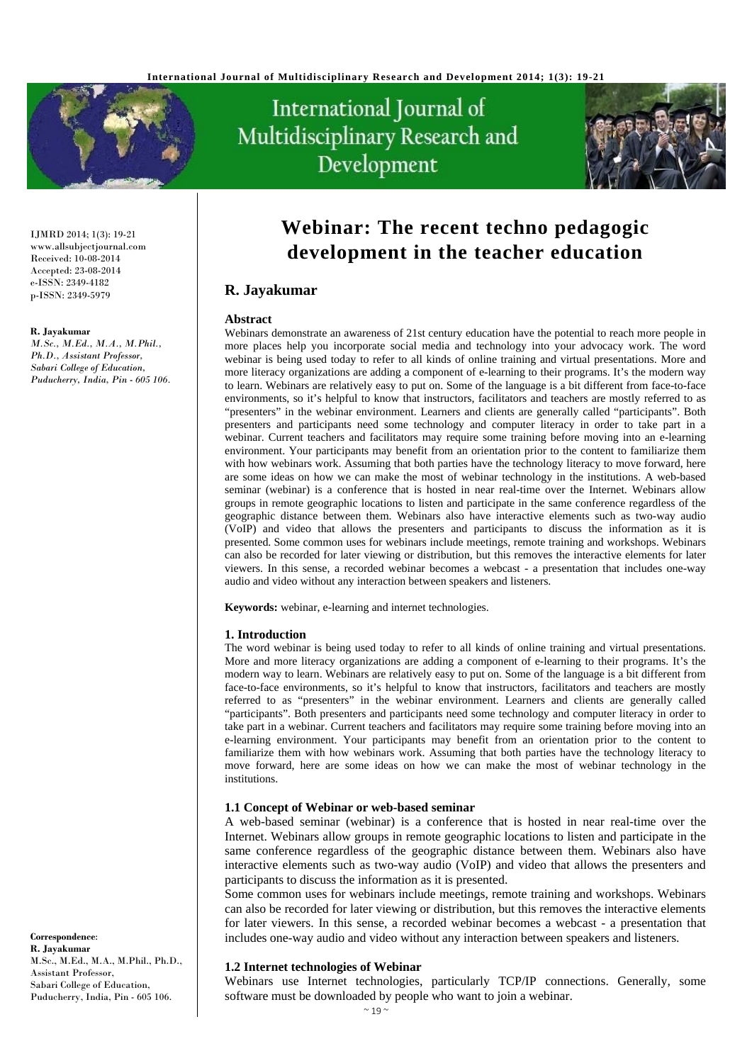# Webinar: The recent techno pedagogic development in the teacher education

## R. Jayakumar

IJMRD 2014; 1(3): 19-21
www.allsubjectjournal.com
Received: 10-08-2014
Accepted: 23-08-2014
e-ISSN: 2349-4182
p-ISSN: 2349-5979

**R. Jayakumar**
*M.Sc., M.Ed., M.A., M.Phil., Ph.D., Assistant Professor, Sabari College of Education, Puducherry, India, Pin - 605 106.*

**Correspondence**:
**R. Jayakumar**
M.Sc., M.Ed., M.A., M.Phil., Ph.D., Assistant Professor, Sabari College of Education, Puducherry, India, Pin - 605 106.

### Abstract

Webinars demonstrate an awareness of 21st century education have the potential to reach more people in more places help you incorporate social media and technology into your advocacy work. The word webinar is being used today to refer to all kinds of online training and virtual presentations. More and more literacy organizations are adding a component of e-learning to their programs. It's the modern way to learn. Webinars are relatively easy to put on. Some of the language is a bit different from face-to-face environments, so it's helpful to know that instructors, facilitators and teachers are mostly referred to as "presenters" in the webinar environment. Learners and clients are generally called "participants". Both presenters and participants need some technology and computer literacy in order to take part in a webinar. Current teachers and facilitators may require some training before moving into an e-learning environment. Your participants may benefit from an orientation prior to the content to familiarize them with how webinars work. Assuming that both parties have the technology literacy to move forward, here are some ideas on how we can make the most of webinar technology in the institutions. A web-based seminar (webinar) is a conference that is hosted in near real-time over the Internet. Webinars allow groups in remote geographic locations to listen and participate in the same conference regardless of the geographic distance between them. Webinars also have interactive elements such as two-way audio (VoIP) and video that allows the presenters and participants to discuss the information as it is presented. Some common uses for webinars include meetings, remote training and workshops. Webinars can also be recorded for later viewing or distribution, but this removes the interactive elements for later viewers. In this sense, a recorded webinar becomes a webcast - a presentation that includes one-way audio and video without any interaction between speakers and listeners.

**Keywords:** webinar, e-learning and internet technologies.

### 1. Introduction

The word webinar is being used today to refer to all kinds of online training and virtual presentations. More and more literacy organizations are adding a component of e-learning to their programs. It's the modern way to learn. Webinars are relatively easy to put on. Some of the language is a bit different from face-to-face environments, so it's helpful to know that instructors, facilitators and teachers are mostly referred to as "presenters" in the webinar environment. Learners and clients are generally called "participants". Both presenters and participants need some technology and computer literacy in order to take part in a webinar. Current teachers and facilitators may require some training before moving into an e-learning environment. Your participants may benefit from an orientation prior to the content to familiarize them with how webinars work. Assuming that both parties have the technology literacy to move forward, here are some ideas on how we can make the most of webinar technology in the institutions.

#### 1.1 Concept of Webinar or web-based seminar

A web-based seminar (webinar) is a conference that is hosted in near real-time over the Internet. Webinars allow groups in remote geographic locations to listen and participate in the same conference regardless of the geographic distance between them. Webinars also have interactive elements such as two-way audio (VoIP) and video that allows the presenters and participants to discuss the information as it is presented.

Some common uses for webinars include meetings, remote training and workshops. Webinars can also be recorded for later viewing or distribution, but this removes the interactive elements for later viewers. In this sense, a recorded webinar becomes a webcast - a presentation that includes one-way audio and video without any interaction between speakers and listeners.

#### 1.2 Internet technologies of Webinar

Webinars use Internet technologies, particularly TCP/IP connections. Generally, some software must be downloaded by people who want to join a webinar.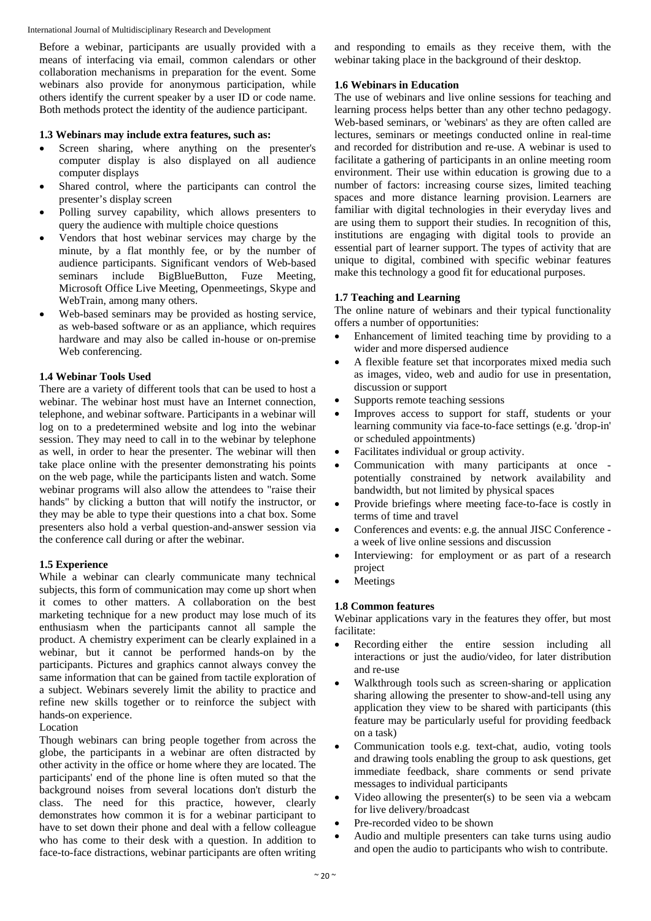Before a webinar, participants are usually provided with a means of interfacing via email, common calendars or other collaboration mechanisms in preparation for the event. Some webinars also provide for anonymous participation, while others identify the current speaker by a user ID or code name. Both methods protect the identity of the audience participant.

### 1.3 Webinars may include extra features, such as:

- Screen sharing, where anything on the presenter's computer display is also displayed on all audience computer displays
- Shared control, where the participants can control the presenter's display screen
- Polling survey capability, which allows presenters to query the audience with multiple choice questions
- Vendors that host webinar services may charge by the minute, by a flat monthly fee, or by the number of audience participants. Significant vendors of Web-based seminars include BigBlueButton, Fuze Meeting, Microsoft Office Live Meeting, Openmeetings, Skype and WebTrain, among many others.
- Web-based seminars may be provided as hosting service, as web-based software or as an appliance, which requires hardware and may also be called in-house or on-premise Web conferencing.

### 1.4 Webinar Tools Used

There are a variety of different tools that can be used to host a webinar. The webinar host must have an Internet connection, telephone, and webinar software. Participants in a webinar will log on to a predetermined website and log into the webinar session. They may need to call in to the webinar by telephone as well, in order to hear the presenter. The webinar will then take place online with the presenter demonstrating his points on the web page, while the participants listen and watch. Some webinar programs will also allow the attendees to "raise their hands" by clicking a button that will notify the instructor, or they may be able to type their questions into a chat box. Some presenters also hold a verbal question-and-answer session via the conference call during or after the webinar.

### 1.5 Experience

While a webinar can clearly communicate many technical subjects, this form of communication may come up short when it comes to other matters. A collaboration on the best marketing technique for a new product may lose much of its enthusiasm when the participants cannot all sample the product. A chemistry experiment can be clearly explained in a webinar, but it cannot be performed hands-on by the participants. Pictures and graphics cannot always convey the same information that can be gained from tactile exploration of a subject. Webinars severely limit the ability to practice and refine new skills together or to reinforce the subject with hands-on experience.

Location

Though webinars can bring people together from across the globe, the participants in a webinar are often distracted by other activity in the office or home where they are located. The participants' end of the phone line is often muted so that the background noises from several locations don't disturb the class. The need for this practice, however, clearly demonstrates how common it is for a webinar participant to have to set down their phone and deal with a fellow colleague who has come to their desk with a question. In addition to face-to-face distractions, webinar participants are often writing and responding to emails as they receive them, with the webinar taking place in the background of their desktop.

### 1.6 Webinars in Education

The use of webinars and live online sessions for teaching and learning process helps better than any other techno pedagogy. Web-based seminars, or 'webinars' as they are often called are lectures, seminars or meetings conducted online in real-time and recorded for distribution and re-use. A webinar is used to facilitate a gathering of participants in an online meeting room environment. Their use within education is growing due to a number of factors: increasing course sizes, limited teaching spaces and more distance learning provision. Learners are familiar with digital technologies in their everyday lives and are using them to support their studies. In recognition of this, institutions are engaging with digital tools to provide an essential part of learner support. The types of activity that are unique to digital, combined with specific webinar features make this technology a good fit for educational purposes.

### 1.7 Teaching and Learning

The online nature of webinars and their typical functionality offers a number of opportunities:

- Enhancement of limited teaching time by providing to a wider and more dispersed audience
- A flexible feature set that incorporates mixed media such as images, video, web and audio for use in presentation, discussion or support
- Supports remote teaching sessions
- Improves access to support for staff, students or your learning community via face-to-face settings (e.g. 'drop-in' or scheduled appointments)
- Facilitates individual or group activity.
- Communication with many participants at once - potentially constrained by network availability and bandwidth, but not limited by physical spaces
- Provide briefings where meeting face-to-face is costly in terms of time and travel
- Conferences and events: e.g. the annual JISC Conference - a week of live online sessions and discussion
- Interviewing: for employment or as part of a research project
- Meetings

### 1.8 Common features

Webinar applications vary in the features they offer, but most facilitate:

- Recording either the entire session including all interactions or just the audio/video, for later distribution and re-use
- Walkthrough tools such as screen-sharing or application sharing allowing the presenter to show-and-tell using any application they view to be shared with participants (this feature may be particularly useful for providing feedback on a task)
- Communication tools e.g. text-chat, audio, voting tools and drawing tools enabling the group to ask questions, get immediate feedback, share comments or send private messages to individual participants
- Video allowing the presenter(s) to be seen via a webcam for live delivery/broadcast
- Pre-recorded video to be shown
- Audio and multiple presenters can take turns using audio and open the audio to participants who wish to contribute.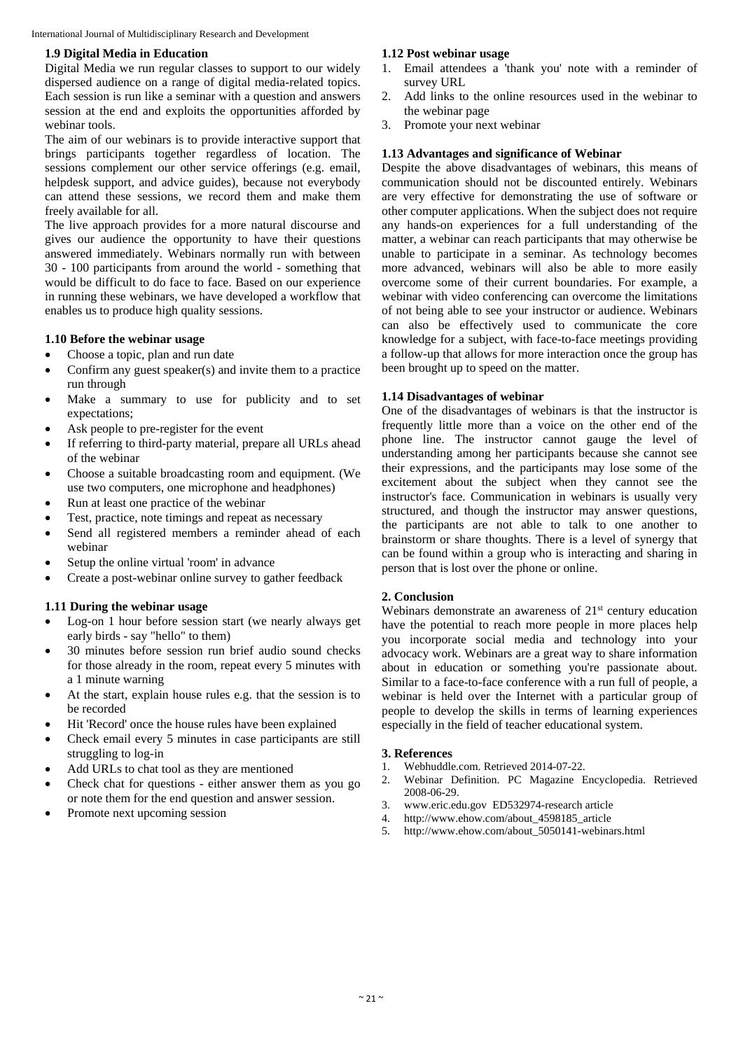### 1.9 Digital Media in Education

Digital Media we run regular classes to support to our widely dispersed audience on a range of digital media-related topics. Each session is run like a seminar with a question and answers session at the end and exploits the opportunities afforded by webinar tools.

The aim of our webinars is to provide interactive support that brings participants together regardless of location. The sessions complement our other service offerings (e.g. email, helpdesk support, and advice guides), because not everybody can attend these sessions, we record them and make them freely available for all.

The live approach provides for a more natural discourse and gives our audience the opportunity to have their questions answered immediately. Webinars normally run with between 30 - 100 participants from around the world - something that would be difficult to do face to face. Based on our experience in running these webinars, we have developed a workflow that enables us to produce high quality sessions.

### 1.10 Before the webinar usage

- Choose a topic, plan and run date
- Confirm any guest speaker(s) and invite them to a practice run through
- Make a summary to use for publicity and to set expectations;
- Ask people to pre-register for the event
- If referring to third-party material, prepare all URLs ahead of the webinar
- Choose a suitable broadcasting room and equipment. (We use two computers, one microphone and headphones)
- Run at least one practice of the webinar
- Test, practice, note timings and repeat as necessary
- Send all registered members a reminder ahead of each webinar
- Setup the online virtual 'room' in advance
- Create a post-webinar online survey to gather feedback

### 1.11 During the webinar usage

- Log-on 1 hour before session start (we nearly always get early birds - say "hello" to them)
- 30 minutes before session run brief audio sound checks for those already in the room, repeat every 5 minutes with a 1 minute warning
- At the start, explain house rules e.g. that the session is to be recorded
- Hit 'Record' once the house rules have been explained
- Check email every 5 minutes in case participants are still struggling to log-in
- Add URLs to chat tool as they are mentioned
- Check chat for questions - either answer them as you go or note them for the end question and answer session.
- Promote next upcoming session

### 1.12 Post webinar usage

1. Email attendees a 'thank you' note with a reminder of survey URL
2. Add links to the online resources used in the webinar to the webinar page
3. Promote your next webinar

### 1.13 Advantages and significance of Webinar

Despite the above disadvantages of webinars, this means of communication should not be discounted entirely. Webinars are very effective for demonstrating the use of software or other computer applications. When the subject does not require any hands-on experiences for a full understanding of the matter, a webinar can reach participants that may otherwise be unable to participate in a seminar. As technology becomes more advanced, webinars will also be able to more easily overcome some of their current boundaries. For example, a webinar with video conferencing can overcome the limitations of not being able to see your instructor or audience. Webinars can also be effectively used to communicate the core knowledge for a subject, with face-to-face meetings providing a follow-up that allows for more interaction once the group has been brought up to speed on the matter.

### 1.14 Disadvantages of webinar

One of the disadvantages of webinars is that the instructor is frequently little more than a voice on the other end of the phone line. The instructor cannot gauge the level of understanding among her participants because she cannot see their expressions, and the participants may lose some of the excitement about the subject when they cannot see the instructor's face. Communication in webinars is usually very structured, and though the instructor may answer questions, the participants are not able to talk to one another to brainstorm or share thoughts. There is a level of synergy that can be found within a group who is interacting and sharing in person that is lost over the phone or online.

## 2. Conclusion

Webinars demonstrate an awareness of 21st century education have the potential to reach more people in more places help you incorporate social media and technology into your advocacy work. Webinars are a great way to share information about in education or something you're passionate about. Similar to a face-to-face conference with a run full of people, a webinar is held over the Internet with a particular group of people to develop the skills in terms of learning experiences especially in the field of teacher educational system.

## 3. References

1. Webhuddle.com. Retrieved 2014-07-22.
2. Webinar Definition. PC Magazine Encyclopedia. Retrieved 2008-06-29.
3. www.eric.edu.gov ED532974-research article
4. http://www.ehow.com/about_4598185_article
5. http://www.ehow.com/about_5050141-webinars.html